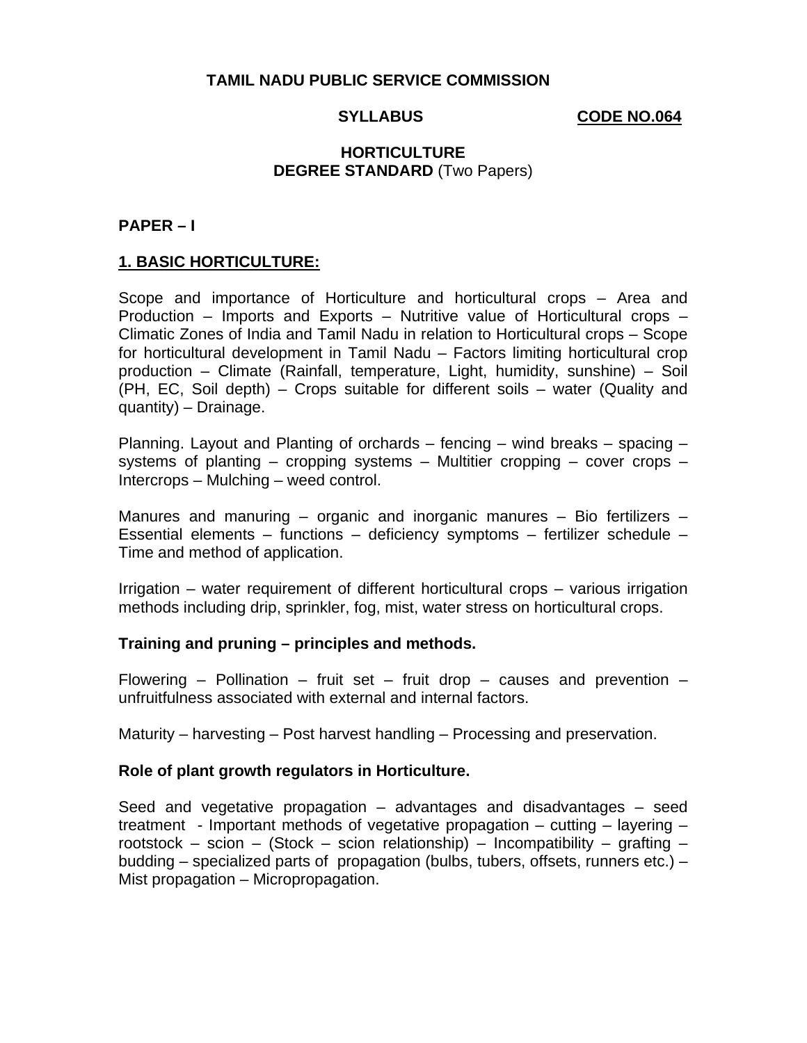**TAMIL NADU PUBLIC SERVICE COMMISSION**

**SYLLABUS** **CODE NO.064**

**HORTICULTURE**
**DEGREE STANDARD** (Two Papers)

## PAPER – I

### 1. BASIC HORTICULTURE:

Scope and importance of Horticulture and horticultural crops – Area and Production – Imports and Exports – Nutritive value of Horticultural crops – Climatic Zones of India and Tamil Nadu in relation to Horticultural crops – Scope for horticultural development in Tamil Nadu – Factors limiting horticultural crop production – Climate (Rainfall, temperature, Light, humidity, sunshine) – Soil (PH, EC, Soil depth) – Crops suitable for different soils – water (Quality and quantity) – Drainage.

Planning. Layout and Planting of orchards – fencing – wind breaks – spacing – systems of planting – cropping systems – Multitier cropping – cover crops – Intercrops – Mulching – weed control.

Manures and manuring – organic and inorganic manures – Bio fertilizers – Essential elements – functions – deficiency symptoms – fertilizer schedule – Time and method of application.

Irrigation – water requirement of different horticultural crops – various irrigation methods including drip, sprinkler, fog, mist, water stress on horticultural crops.

**Training and pruning – principles and methods.**

Flowering – Pollination – fruit set – fruit drop – causes and prevention – unfruitfulness associated with external and internal factors.

Maturity – harvesting – Post harvest handling – Processing and preservation.

**Role of plant growth regulators in Horticulture.**

Seed and vegetative propagation – advantages and disadvantages – seed treatment - Important methods of vegetative propagation – cutting – layering – rootstock – scion – (Stock – scion relationship) – Incompatibility – grafting – budding – specialized parts of propagation (bulbs, tubers, offsets, runners etc.) – Mist propagation – Micropropagation.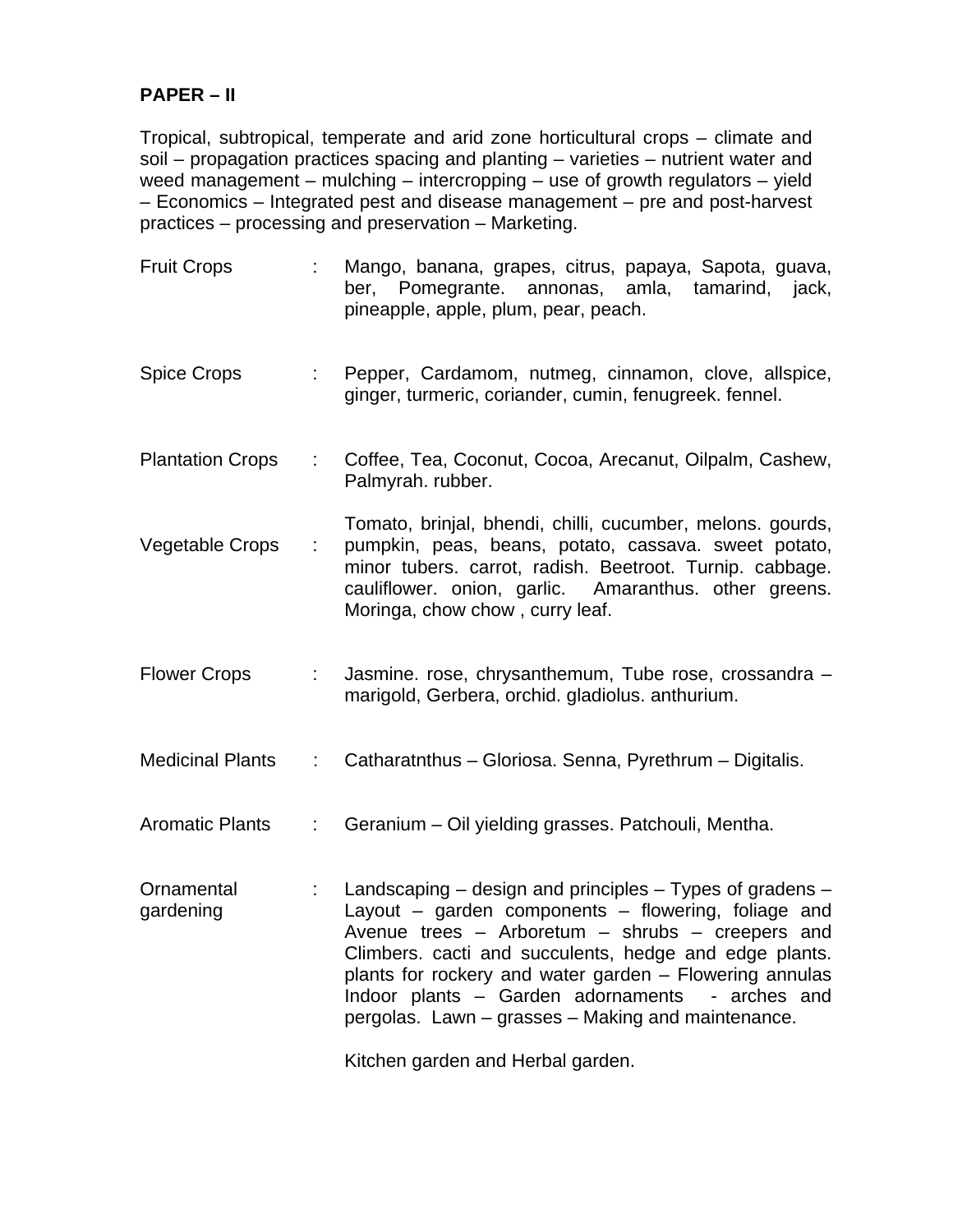## PAPER – II

Tropical, subtropical, temperate and arid zone horticultural crops – climate and soil – propagation practices spacing and planting – varieties – nutrient water and weed management – mulching – intercropping – use of growth regulators – yield – Economics – Integrated pest and disease management – pre and post-harvest practices – processing and preservation – Marketing.

| | | |
|---|---|---|
| Fruit Crops | : | Mango, banana, grapes, citrus, papaya, Sapota, guava, ber, Pomegrante. annonas, amla, tamarind, jack, pineapple, apple, plum, pear, peach. |
| Spice Crops | : | Pepper, Cardamom, nutmeg, cinnamon, clove, allspice, ginger, turmeric, coriander, cumin, fenugreek. fennel. |
| Plantation Crops | : | Coffee, Tea, Coconut, Cocoa, Arecanut, Oilpalm, Cashew, Palmyrah. rubber. |
| Vegetable Crops | : | Tomato, brinjal, bhendi, chilli, cucumber, melons. gourds, pumpkin, peas, beans, potato, cassava. sweet potato, minor tubers. carrot, radish. Beetroot. Turnip. cabbage. cauliflower. onion, garlic. Amaranthus. other greens. Moringa, chow chow , curry leaf. |
| Flower Crops | : | Jasmine. rose, chrysanthemum, Tube rose, crossandra – marigold, Gerbera, orchid. gladiolus. anthurium. |
| Medicinal Plants | : | Catharatnthus – Gloriosa. Senna, Pyrethrum – Digitalis. |
| Aromatic Plants | : | Geranium – Oil yielding grasses. Patchouli, Mentha. |
| Ornamental gardening | : | Landscaping – design and principles – Types of gradens – Layout – garden components – flowering, foliage and Avenue trees – Arboretum – shrubs – creepers and Climbers. cacti and succulents, hedge and edge plants. plants for rockery and water garden – Flowering annulas Indoor plants – Garden adornaments - arches and pergolas. Lawn – grasses – Making and maintenance.<br><br>Kitchen garden and Herbal garden. |